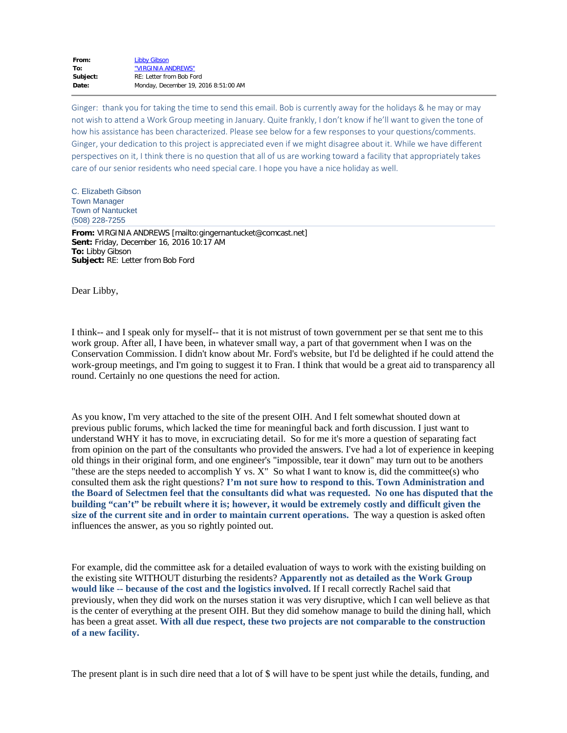| | |
|---|---|
| **From:** | Libby Gibson |
| **To:** | "VIRGINIA ANDREWS" |
| **Subject:** | RE: Letter from Bob Ford |
| **Date:** | Monday, December 19, 2016 8:51:00 AM |

Ginger: thank you for taking the time to send this email. Bob is currently away for the holidays & he may or may not wish to attend a Work Group meeting in January. Quite frankly, I don't know if he'll want to given the tone of how his assistance has been characterized. Please see below for a few responses to your questions/comments. Ginger, your dedication to this project is appreciated even if we might disagree about it. While we have different perspectives on it, I think there is no question that all of us are working toward a facility that appropriately takes care of our senior residents who need special care. I hope you have a nice holiday as well.

C. Elizabeth Gibson
Town Manager
Town of Nantucket
(508) 228-7255

**From:** VIRGINIA ANDREWS [mailto:gingernantucket@comcast.net]
**Sent:** Friday, December 16, 2016 10:17 AM
**To:** Libby Gibson
**Subject:** RE: Letter from Bob Ford

Dear Libby,

I think-- and I speak only for myself-- that it is not mistrust of town government per se that sent me to this work group. After all, I have been, in whatever small way, a part of that government when I was on the Conservation Commission. I didn't know about Mr. Ford's website, but I'd be delighted if he could attend the work-group meetings, and I'm going to suggest it to Fran. I think that would be a great aid to transparency all round. Certainly no one questions the need for action.

As you know, I'm very attached to the site of the present OIH. And I felt somewhat shouted down at previous public forums, which lacked the time for meaningful back and forth discussion. I just want to understand WHY it has to move, in excruciating detail. So for me it's more a question of separating fact from opinion on the part of the consultants who provided the answers. I've had a lot of experience in keeping old things in their original form, and one engineer's "impossible, tear it down" may turn out to be anothers "these are the steps needed to accomplish Y vs. X" So what I want to know is, did the committee(s) who consulted them ask the right questions? **I'm not sure how to respond to this. Town Administration and the Board of Selectmen feel that the consultants did what was requested. No one has disputed that the building "can't" be rebuilt where it is; however, it would be extremely costly and difficult given the size of the current site and in order to maintain current operations.** The way a question is asked often influences the answer, as you so rightly pointed out.

For example, did the committee ask for a detailed evaluation of ways to work with the existing building on the existing site WITHOUT disturbing the residents? **Apparently not as detailed as the Work Group would like -- because of the cost and the logistics involved.** If I recall correctly Rachel said that previously, when they did work on the nurses station it was very disruptive, which I can well believe as that is the center of everything at the present OIH. But they did somehow manage to build the dining hall, which has been a great asset. **With all due respect, these two projects are not comparable to the construction of a new facility.**

The present plant is in such dire need that a lot of $ will have to be spent just while the details, funding, and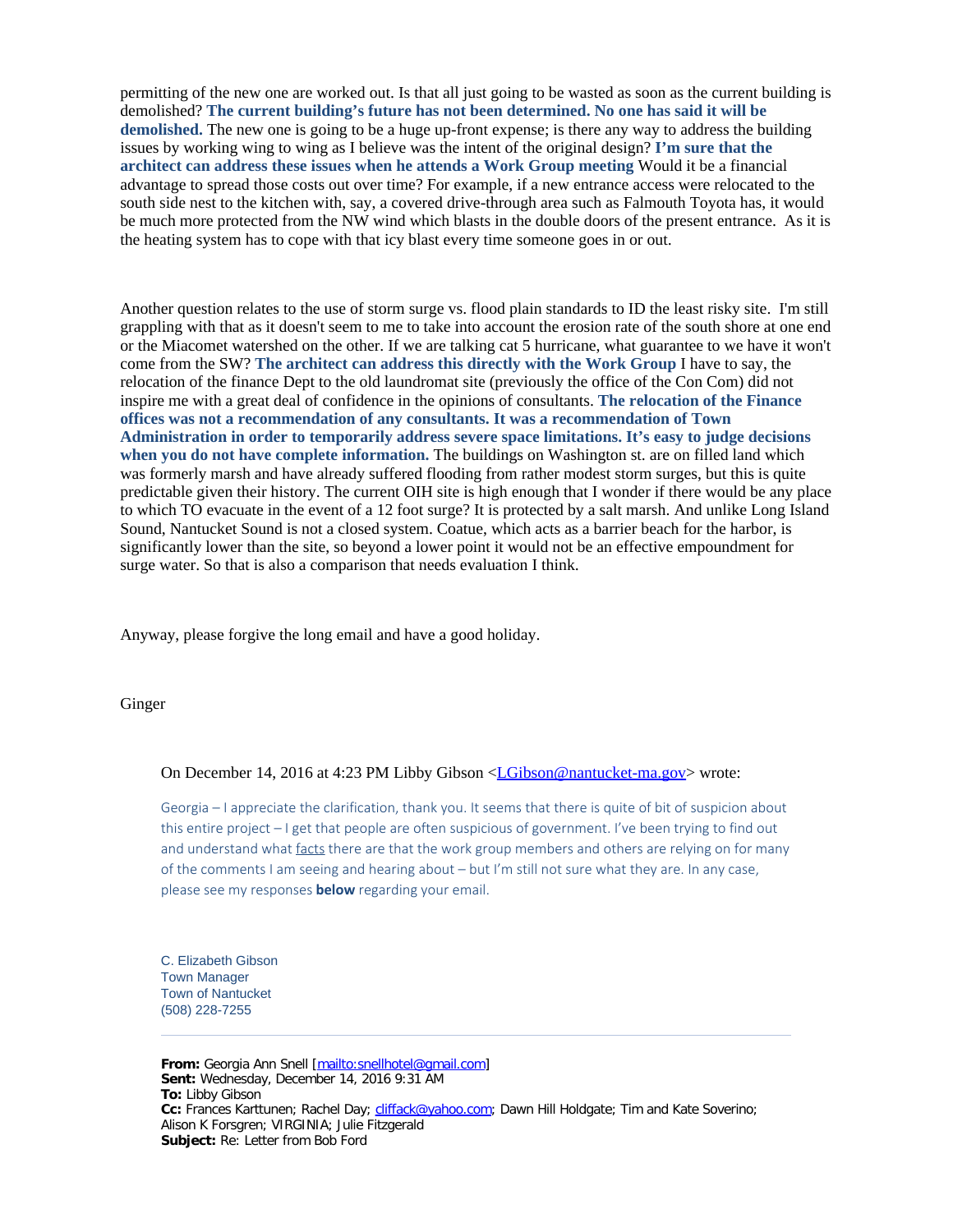permitting of the new one are worked out. Is that all just going to be wasted as soon as the current building is demolished? **The current building's future has not been determined. No one has said it will be demolished.** The new one is going to be a huge up-front expense; is there any way to address the building issues by working wing to wing as I believe was the intent of the original design? **I'm sure that the architect can address these issues when he attends a Work Group meeting** Would it be a financial advantage to spread those costs out over time? For example, if a new entrance access were relocated to the south side nest to the kitchen with, say, a covered drive-through area such as Falmouth Toyota has, it would be much more protected from the NW wind which blasts in the double doors of the present entrance. As it is the heating system has to cope with that icy blast every time someone goes in or out.

Another question relates to the use of storm surge vs. flood plain standards to ID the least risky site. I'm still grappling with that as it doesn't seem to me to take into account the erosion rate of the south shore at one end or the Miacomet watershed on the other. If we are talking cat 5 hurricane, what guarantee to we have it won't come from the SW? **The architect can address this directly with the Work Group** I have to say, the relocation of the finance Dept to the old laundromat site (previously the office of the Con Com) did not inspire me with a great deal of confidence in the opinions of consultants. **The relocation of the Finance offices was not a recommendation of any consultants. It was a recommendation of Town Administration in order to temporarily address severe space limitations. It's easy to judge decisions when you do not have complete information.** The buildings on Washington st. are on filled land which was formerly marsh and have already suffered flooding from rather modest storm surges, but this is quite predictable given their history. The current OIH site is high enough that I wonder if there would be any place to which TO evacuate in the event of a 12 foot surge? It is protected by a salt marsh. And unlike Long Island Sound, Nantucket Sound is not a closed system. Coatue, which acts as a barrier beach for the harbor, is significantly lower than the site, so beyond a lower point it would not be an effective empoundment for surge water. So that is also a comparison that needs evaluation I think.

Anyway, please forgive the long email and have a good holiday.

Ginger

On December 14, 2016 at 4:23 PM Libby Gibson <LGibson@nantucket-ma.gov> wrote:

> Georgia – I appreciate the clarification, thank you. It seems that there is quite of bit of suspicion about this entire project – I get that people are often suspicious of government. I've been trying to find out and understand what facts there are that the work group members and others are relying on for many of the comments I am seeing and hearing about – but I'm still not sure what they are. In any case, please see my responses **below** regarding your email.
>
> C. Elizabeth Gibson
> Town Manager
> Town of Nantucket
> (508) 228-7255
>
> ---
>
> **From:** Georgia Ann Snell [mailto:snellhotel@gmail.com]
> **Sent:** Wednesday, December 14, 2016 9:31 AM
> **To:** Libby Gibson
> **Cc:** Frances Karttunen; Rachel Day; cliffack@yahoo.com; Dawn Hill Holdgate; Tim and Kate Soverino; Alison K Forsgren; VIRGINIA; Julie Fitzgerald
> **Subject:** Re: Letter from Bob Ford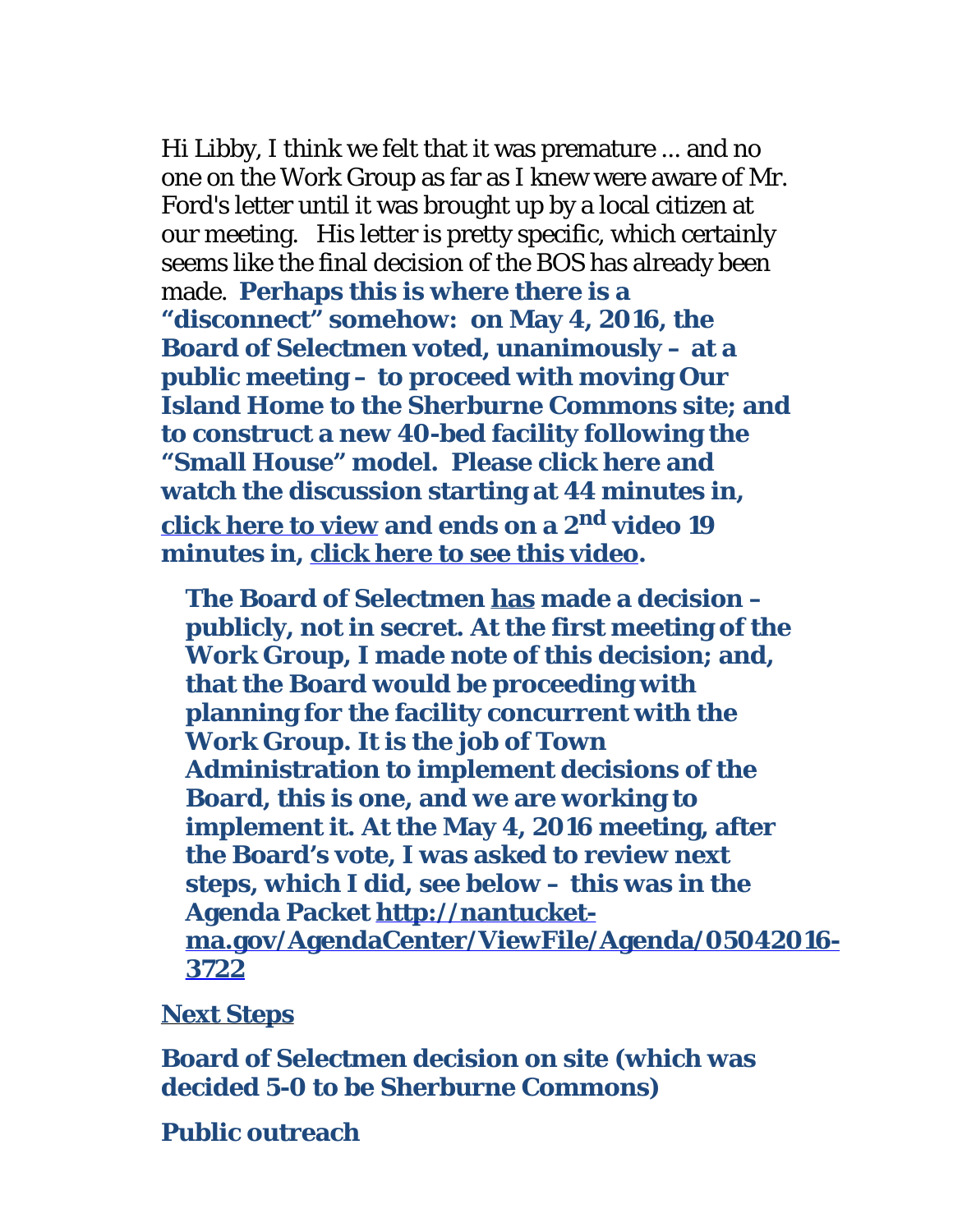Hi Libby, I think we felt that it was premature ... and no one on the Work Group as far as I knew were aware of Mr. Ford's letter until it was brought up by a local citizen at our meeting. His letter is pretty specific, which certainly seems like the final decision of the BOS has already been made. **Perhaps this is where there is a "disconnect" somehow: on May 4, 2016, the Board of Selectmen voted, unanimously – at a public meeting – to proceed with moving Our Island Home to the Sherburne Commons site; and to construct a new 40-bed facility following the "Small House" model. Please click here and watch the discussion starting at 44 minutes in, click here to view and ends on a 2nd video 19 minutes in, click here to see this video.**

> **The Board of Selectmen has made a decision – publicly, not in secret. At the first meeting of the Work Group, I made note of this decision; and, that the Board would be proceeding with planning for the facility concurrent with the Work Group. It is the job of Town Administration to implement decisions of the Board, this is one, and we are working to implement it. At the May 4, 2016 meeting, after the Board's vote, I was asked to review next steps, which I did, see below – this was in the Agenda Packet http://nantucket-ma.gov/AgendaCenter/ViewFile/Agenda/05042016-3722**

**Next Steps**

**Board of Selectmen decision on site (which was decided 5-0 to be Sherburne Commons)**

**Public outreach**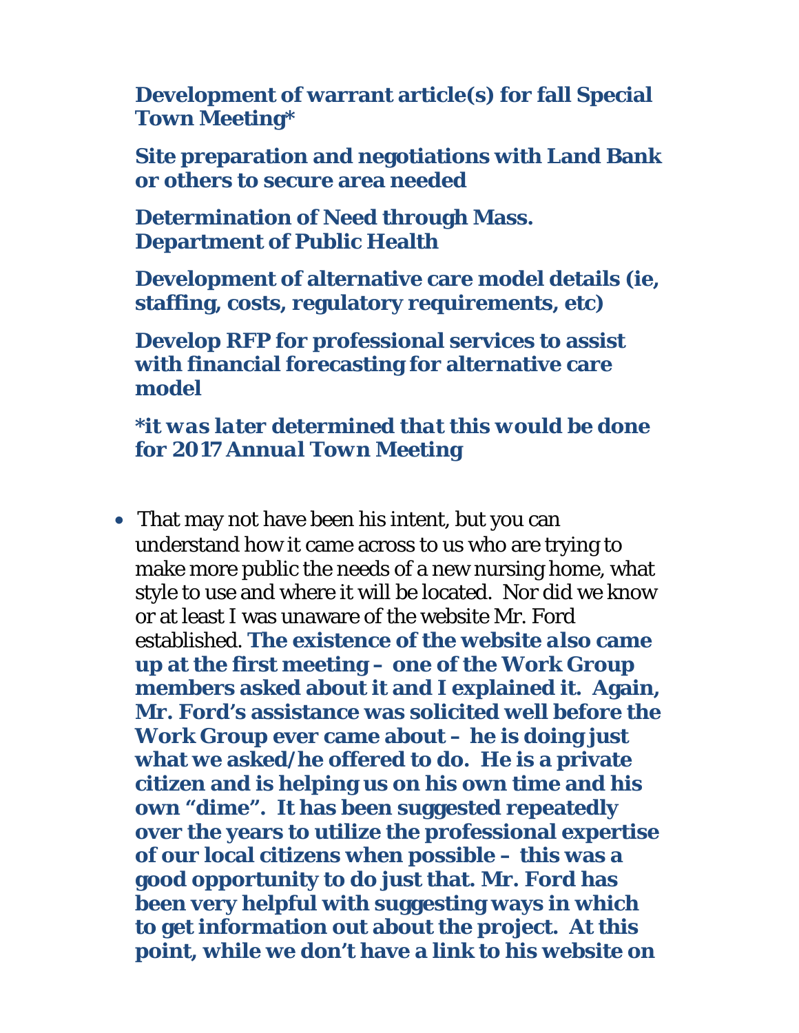**Development of warrant article(s) for fall Special Town Meeting***

**Site preparation and negotiations with Land Bank or others to secure area needed**

**Determination of Need through Mass. Department of Public Health**

**Development of alternative care model details (ie, staffing, costs, regulatory requirements, etc)**

**Develop RFP for professional services to assist with financial forecasting for alternative care model**

***it was later determined that this would be done for 2017 Annual Town Meeting***

- That may not have been his intent, but you can understand how it came across to us who are trying to make more public the needs of a new nursing home, what style to use and where it will be located. Nor did we know or at least I was unaware of the website Mr. Ford established. **The existence of the website also came up at the first meeting – one of the Work Group members asked about it and I explained it. Again, Mr. Ford's assistance was solicited well before the Work Group ever came about – he is doing just what we asked/he offered to do. He is a private citizen and is helping us on his own time and his own "dime". It has been suggested repeatedly over the years to utilize the professional expertise of our local citizens when possible – this was a good opportunity to do just that. Mr. Ford has been very helpful with suggesting ways in which to get information out about the project. At this point, while we don't have a link to his website on**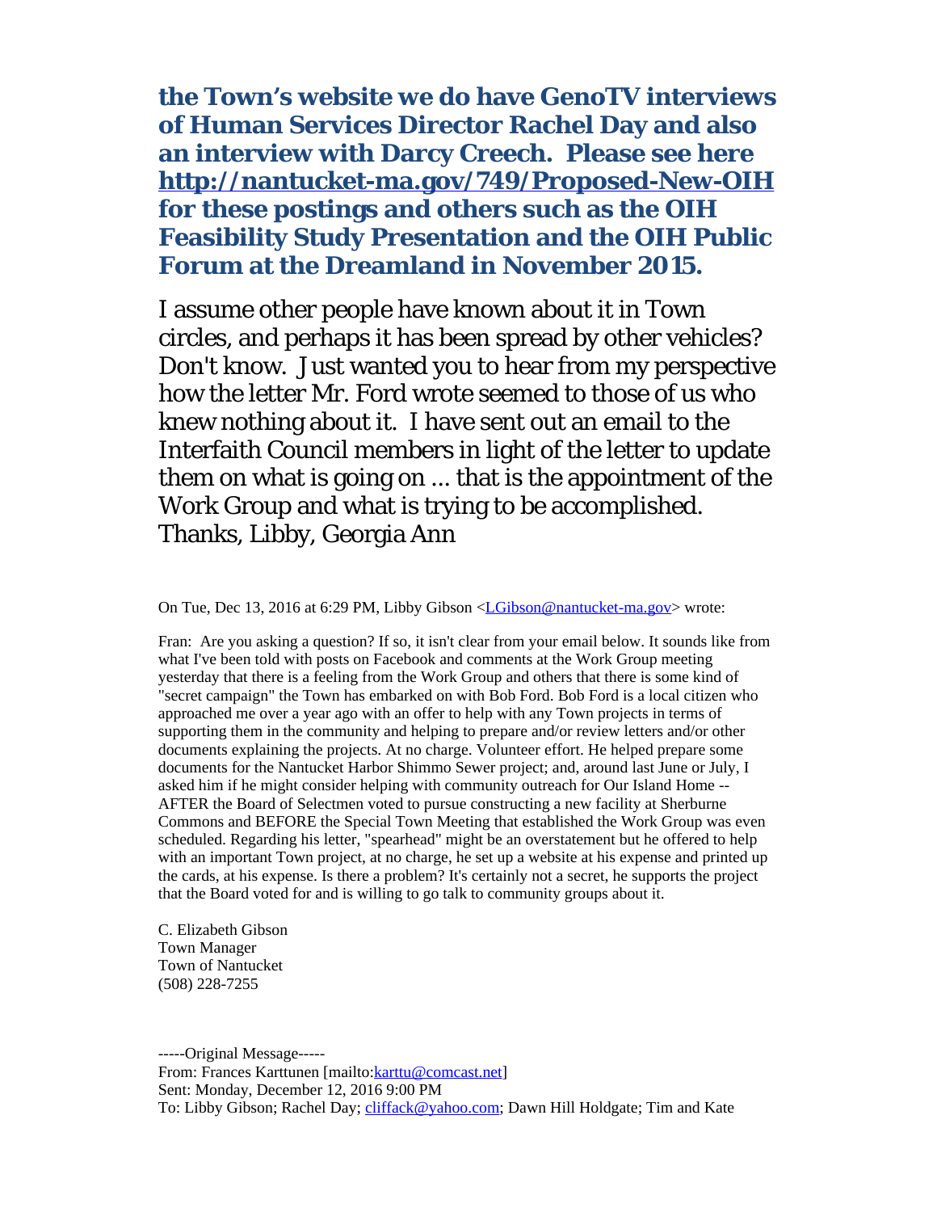**the Town's website we do have GenoTV interviews of Human Services Director Rachel Day and also an interview with Darcy Creech. Please see here [http://nantucket-ma.gov/749/Proposed-New-OIH](http://nantucket-ma.gov/749/Proposed-New-OIH) for these postings and others such as the OIH Feasibility Study Presentation and the OIH Public Forum at the Dreamland in November 2015.**

I assume other people have known about it in Town circles, and perhaps it has been spread by other vehicles? Don't know. Just wanted you to hear from my perspective how the letter Mr. Ford wrote seemed to those of us who knew nothing about it. I have sent out an email to the Interfaith Council members in light of the letter to update them on what is going on ... that is the appointment of the Work Group and what is trying to be accomplished. Thanks, Libby, Georgia Ann

On Tue, Dec 13, 2016 at 6:29 PM, Libby Gibson <[LGibson@nantucket-ma.gov](mailto:LGibson@nantucket-ma.gov)> wrote:

Fran: Are you asking a question? If so, it isn't clear from your email below. It sounds like from what I've been told with posts on Facebook and comments at the Work Group meeting yesterday that there is a feeling from the Work Group and others that there is some kind of "secret campaign" the Town has embarked on with Bob Ford. Bob Ford is a local citizen who approached me over a year ago with an offer to help with any Town projects in terms of supporting them in the community and helping to prepare and/or review letters and/or other documents explaining the projects. At no charge. Volunteer effort. He helped prepare some documents for the Nantucket Harbor Shimmo Sewer project; and, around last June or July, I asked him if he might consider helping with community outreach for Our Island Home -- AFTER the Board of Selectmen voted to pursue constructing a new facility at Sherburne Commons and BEFORE the Special Town Meeting that established the Work Group was even scheduled. Regarding his letter, "spearhead" might be an overstatement but he offered to help with an important Town project, at no charge, he set up a website at his expense and printed up the cards, at his expense. Is there a problem? It's certainly not a secret, he supports the project that the Board voted for and is willing to go talk to community groups about it.

C. Elizabeth Gibson
Town Manager
Town of Nantucket
(508) 228-7255

-----Original Message-----
From: Frances Karttunen [mailto:[karttu@comcast.net](mailto:karttu@comcast.net)]
Sent: Monday, December 12, 2016 9:00 PM
To: Libby Gibson; Rachel Day; [cliffack@yahoo.com](mailto:cliffack@yahoo.com); Dawn Hill Holdgate; Tim and Kate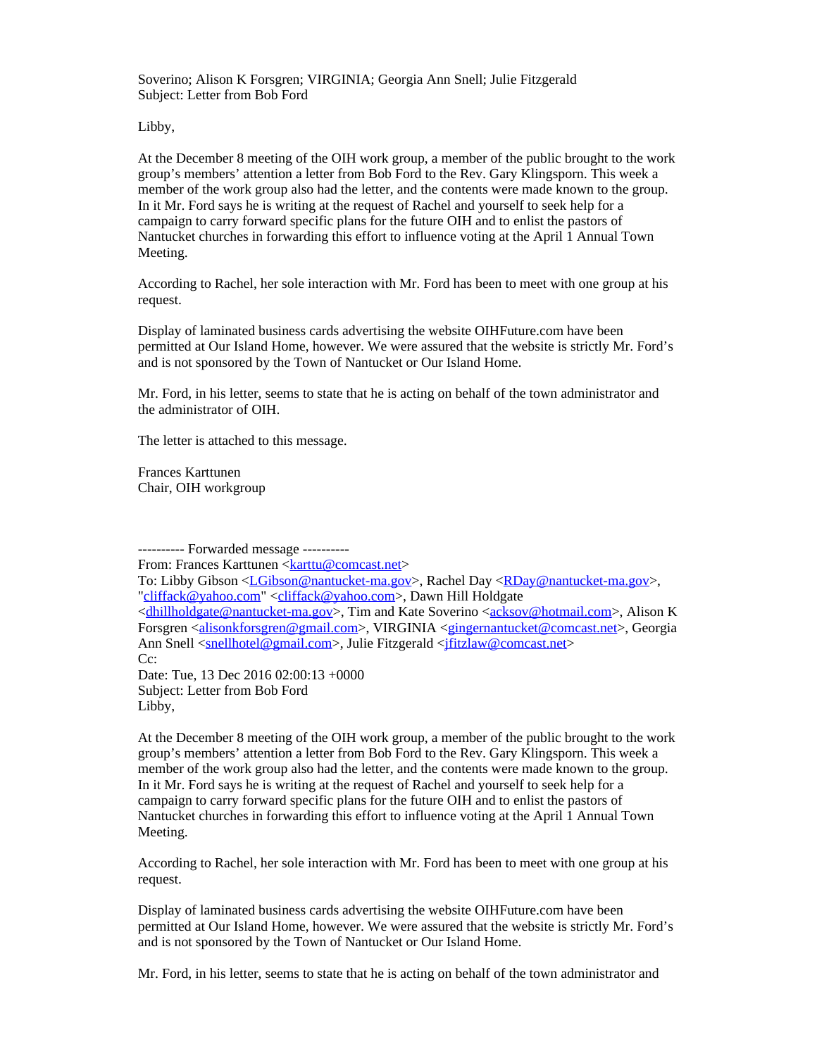Soverino; Alison K Forsgren; VIRGINIA; Georgia Ann Snell; Julie Fitzgerald
Subject: Letter from Bob Ford

Libby,

At the December 8 meeting of the OIH work group, a member of the public brought to the work group's members' attention a letter from Bob Ford to the Rev. Gary Klingsporn. This week a member of the work group also had the letter, and the contents were made known to the group. In it Mr. Ford says he is writing at the request of Rachel and yourself to seek help for a campaign to carry forward specific plans for the future OIH and to enlist the pastors of Nantucket churches in forwarding this effort to influence voting at the April 1 Annual Town Meeting.

According to Rachel, her sole interaction with Mr. Ford has been to meet with one group at his request.

Display of laminated business cards advertising the website OIHFuture.com have been permitted at Our Island Home, however. We were assured that the website is strictly Mr. Ford's and is not sponsored by the Town of Nantucket or Our Island Home.

Mr. Ford, in his letter, seems to state that he is acting on behalf of the town administrator and the administrator of OIH.

The letter is attached to this message.

Frances Karttunen
Chair, OIH workgroup

---------- Forwarded message ----------
From: Frances Karttunen <karttu@comcast.net>
To: Libby Gibson <LGibson@nantucket-ma.gov>, Rachel Day <RDay@nantucket-ma.gov>, "cliffack@yahoo.com" <cliffack@yahoo.com>, Dawn Hill Holdgate <dhillholdgate@nantucket-ma.gov>, Tim and Kate Soverino <acksov@hotmail.com>, Alison K Forsgren <alisonkforsgren@gmail.com>, VIRGINIA <gingernantucket@comcast.net>, Georgia Ann Snell <snellhotel@gmail.com>, Julie Fitzgerald <jfitzlaw@comcast.net>
Cc:
Date: Tue, 13 Dec 2016 02:00:13 +0000
Subject: Letter from Bob Ford
Libby,

At the December 8 meeting of the OIH work group, a member of the public brought to the work group's members' attention a letter from Bob Ford to the Rev. Gary Klingsporn. This week a member of the work group also had the letter, and the contents were made known to the group. In it Mr. Ford says he is writing at the request of Rachel and yourself to seek help for a campaign to carry forward specific plans for the future OIH and to enlist the pastors of Nantucket churches in forwarding this effort to influence voting at the April 1 Annual Town Meeting.

According to Rachel, her sole interaction with Mr. Ford has been to meet with one group at his request.

Display of laminated business cards advertising the website OIHFuture.com have been permitted at Our Island Home, however. We were assured that the website is strictly Mr. Ford's and is not sponsored by the Town of Nantucket or Our Island Home.

Mr. Ford, in his letter, seems to state that he is acting on behalf of the town administrator and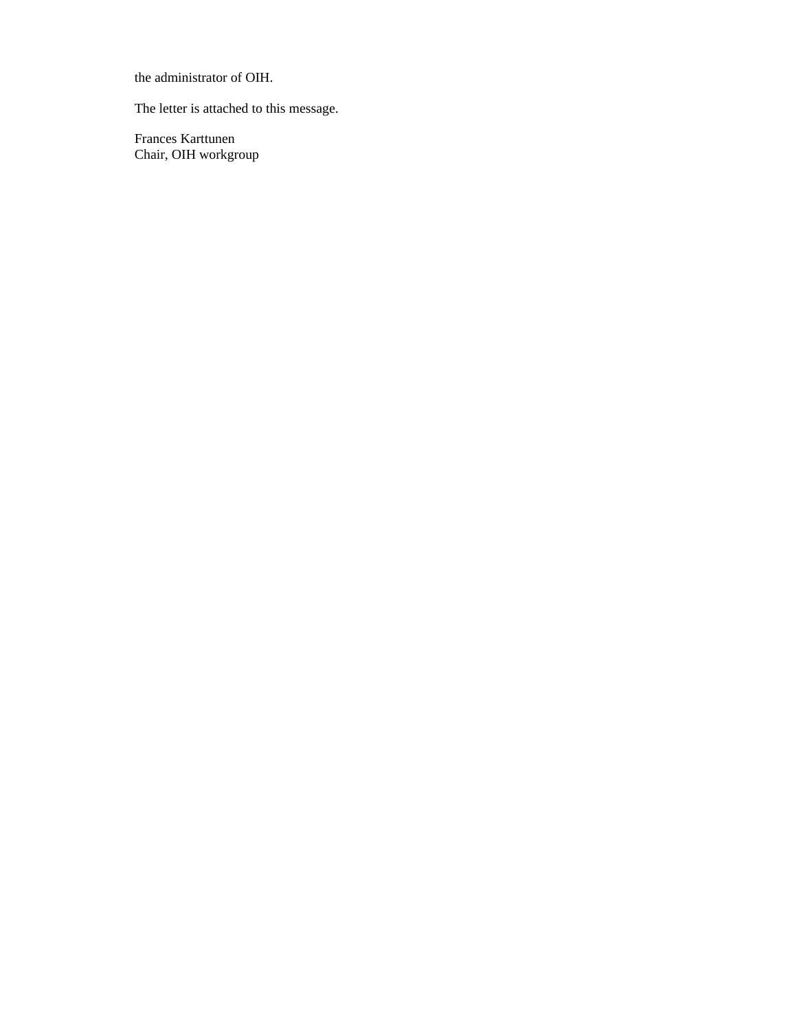the administrator of OIH.

The letter is attached to this message.

Frances Karttunen
Chair, OIH workgroup